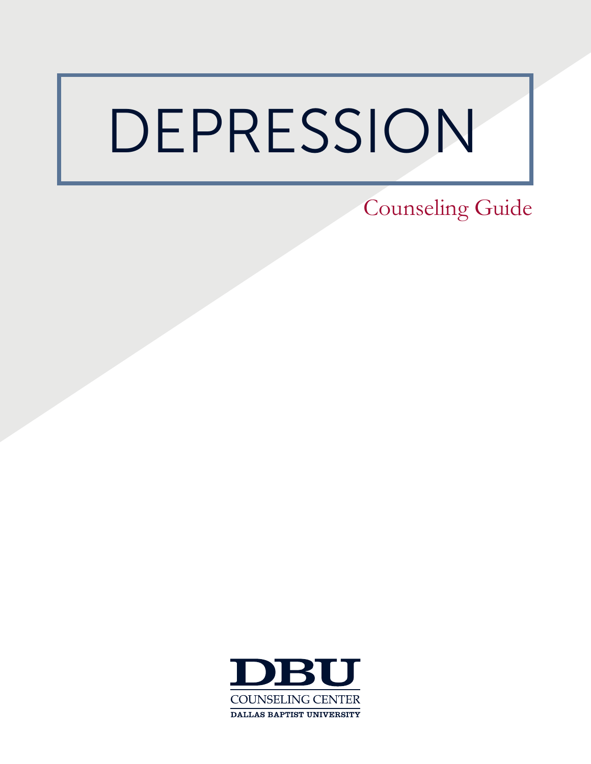# DEPRESSION

Counseling Guide

DBU

COUNSELING CENTER

DALLAS BAPTIST UNIVERSITY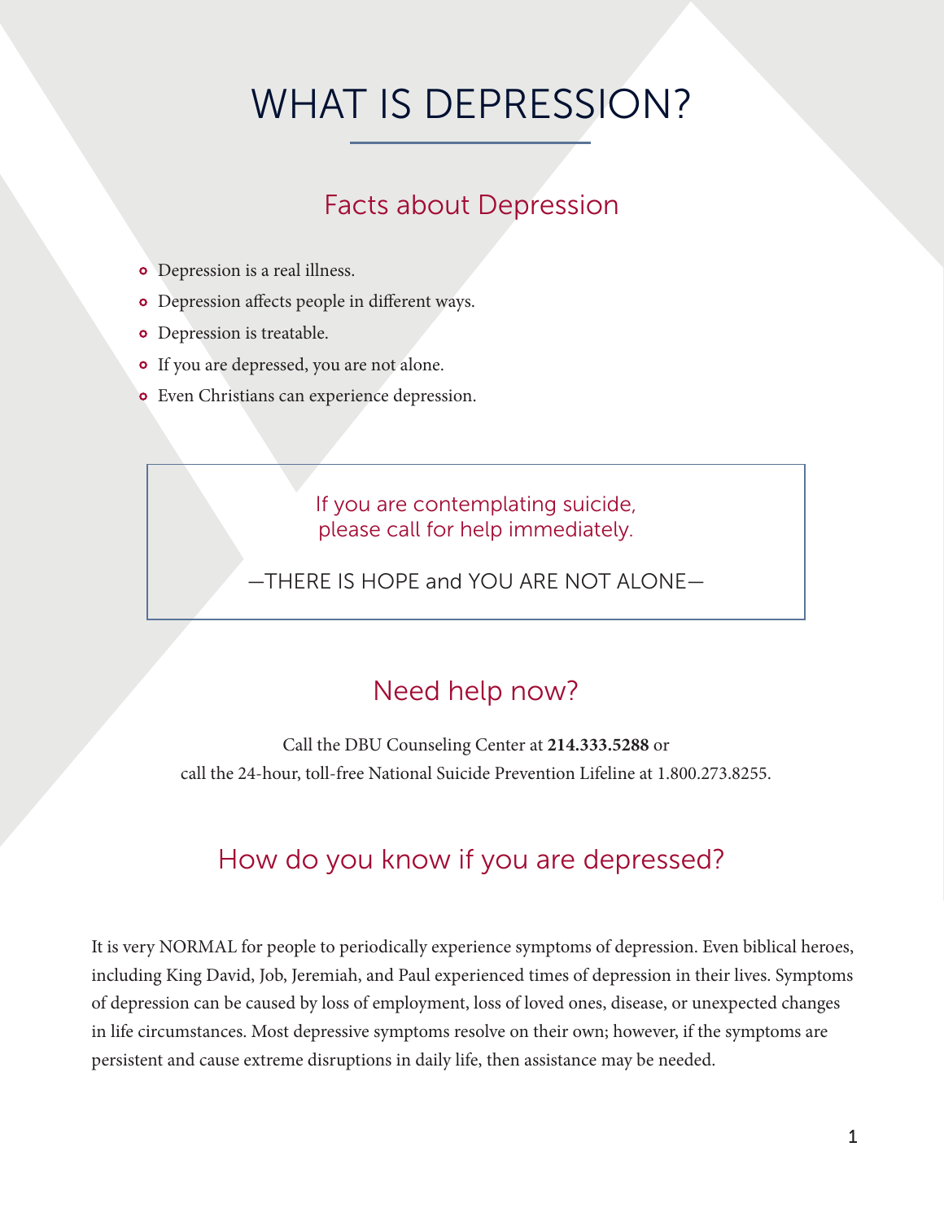# WHAT IS DEPRESSION?

## Facts about Depression

- Depression is a real illness.
- Depression affects people in different ways.
- Depression is treatable.
- If you are depressed, you are not alone.
- Even Christians can experience depression.

> If you are contemplating suicide,
> please call for help immediately.
>
> —THERE IS HOPE and YOU ARE NOT ALONE—

## Need help now?

Call the DBU Counseling Center at **214.333.5288** or
call the 24-hour, toll-free National Suicide Prevention Lifeline at 1.800.273.8255.

## How do you know if you are depressed?

It is very NORMAL for people to periodically experience symptoms of depression. Even biblical heroes, including King David, Job, Jeremiah, and Paul experienced times of depression in their lives. Symptoms of depression can be caused by loss of employment, loss of loved ones, disease, or unexpected changes in life circumstances. Most depressive symptoms resolve on their own; however, if the symptoms are persistent and cause extreme disruptions in daily life, then assistance may be needed.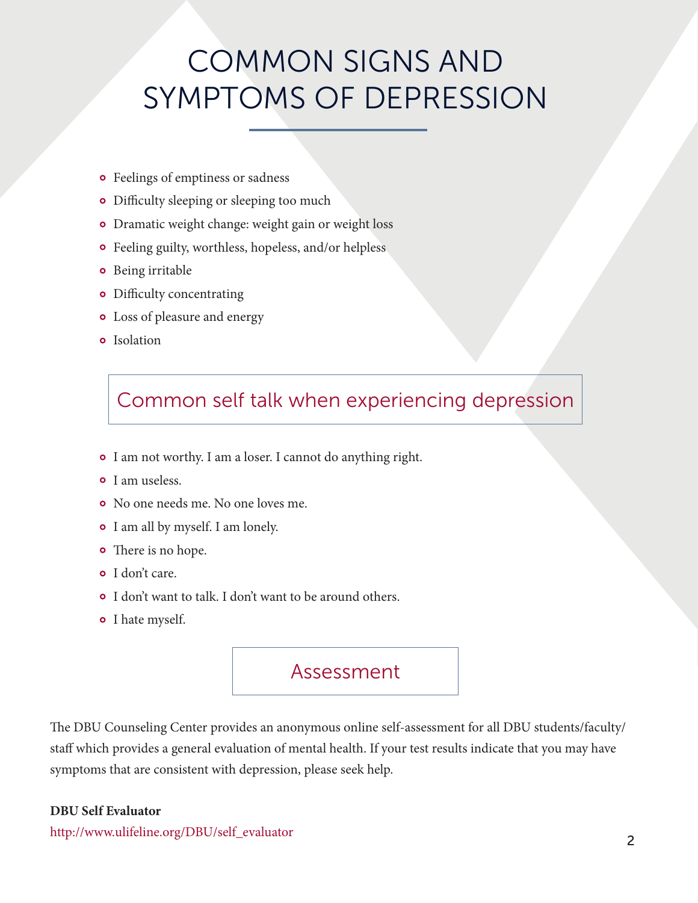# COMMON SIGNS AND SYMPTOMS OF DEPRESSION

- Feelings of emptiness or sadness
- Difficulty sleeping or sleeping too much
- Dramatic weight change: weight gain or weight loss
- Feeling guilty, worthless, hopeless, and/or helpless
- Being irritable
- Difficulty concentrating
- Loss of pleasure and energy
- Isolation

## Common self talk when experiencing depression

- I am not worthy. I am a loser. I cannot do anything right.
- I am useless.
- No one needs me. No one loves me.
- I am all by myself. I am lonely.
- There is no hope.
- I don't care.
- I don't want to talk. I don't want to be around others.
- I hate myself.

## Assessment

The DBU Counseling Center provides an anonymous online self-assessment for all DBU students/faculty/staff which provides a general evaluation of mental health. If your test results indicate that you may have symptoms that are consistent with depression, please seek help.

**DBU Self Evaluator**

http://www.ulifeline.org/DBU/self_evaluator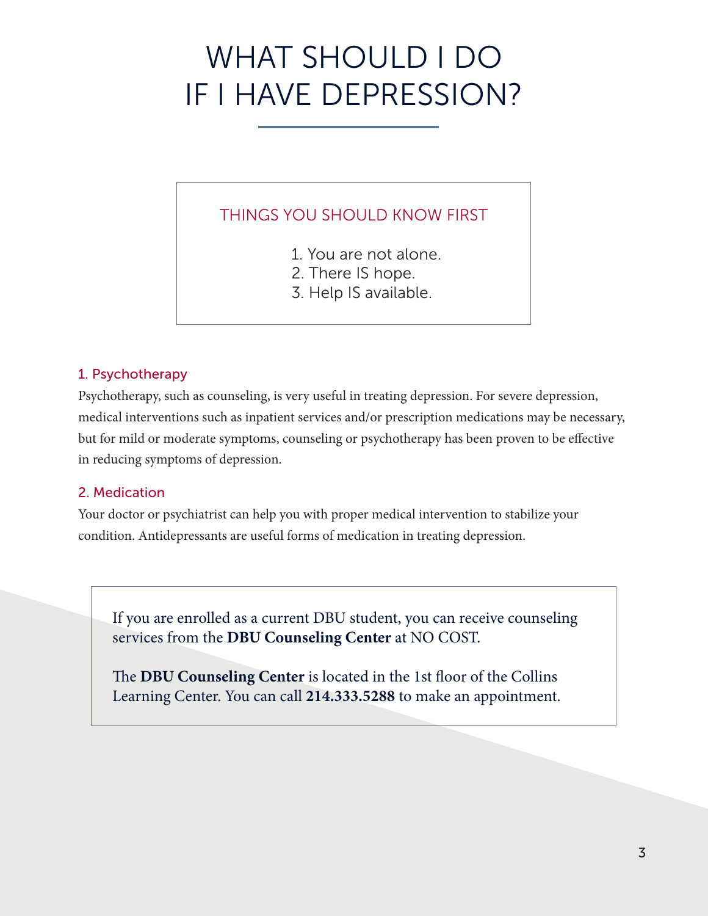# WHAT SHOULD I DO IF I HAVE DEPRESSION?

## THINGS YOU SHOULD KNOW FIRST

1. You are not alone.
2. There IS hope.
3. Help IS available.

### 1. Psychotherapy

Psychotherapy, such as counseling, is very useful in treating depression. For severe depression, medical interventions such as inpatient services and/or prescription medications may be necessary, but for mild or moderate symptoms, counseling or psychotherapy has been proven to be effective in reducing symptoms of depression.

### 2. Medication

Your doctor or psychiatrist can help you with proper medical intervention to stabilize your condition. Antidepressants are useful forms of medication in treating depression.

If you are enrolled as a current DBU student, you can receive counseling services from the **DBU Counseling Center** at NO COST.

The **DBU Counseling Center** is located in the 1st floor of the Collins Learning Center. You can call **214.333.5288** to make an appointment.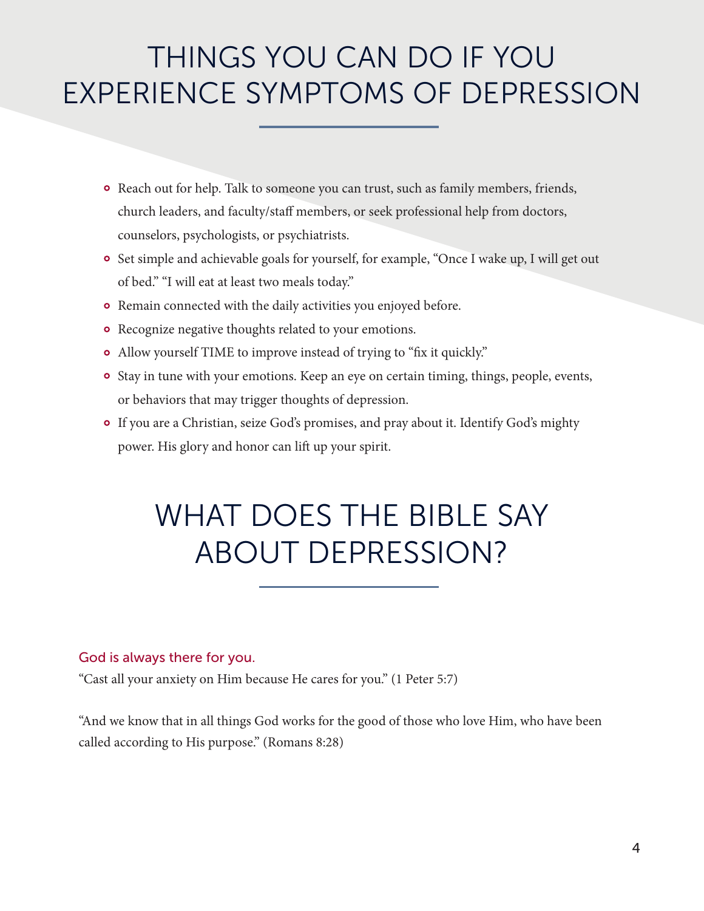# THINGS YOU CAN DO IF YOU EXPERIENCE SYMPTOMS OF DEPRESSION

- Reach out for help. Talk to someone you can trust, such as family members, friends, church leaders, and faculty/staff members, or seek professional help from doctors, counselors, psychologists, or psychiatrists.
- Set simple and achievable goals for yourself, for example, "Once I wake up, I will get out of bed." "I will eat at least two meals today."
- Remain connected with the daily activities you enjoyed before.
- Recognize negative thoughts related to your emotions.
- Allow yourself TIME to improve instead of trying to "fix it quickly."
- Stay in tune with your emotions. Keep an eye on certain timing, things, people, events, or behaviors that may trigger thoughts of depression.
- If you are a Christian, seize God's promises, and pray about it. Identify God's mighty power. His glory and honor can lift up your spirit.

# WHAT DOES THE BIBLE SAY ABOUT DEPRESSION?

### God is always there for you.

"Cast all your anxiety on Him because He cares for you." (1 Peter 5:7)

"And we know that in all things God works for the good of those who love Him, who have been called according to His purpose." (Romans 8:28)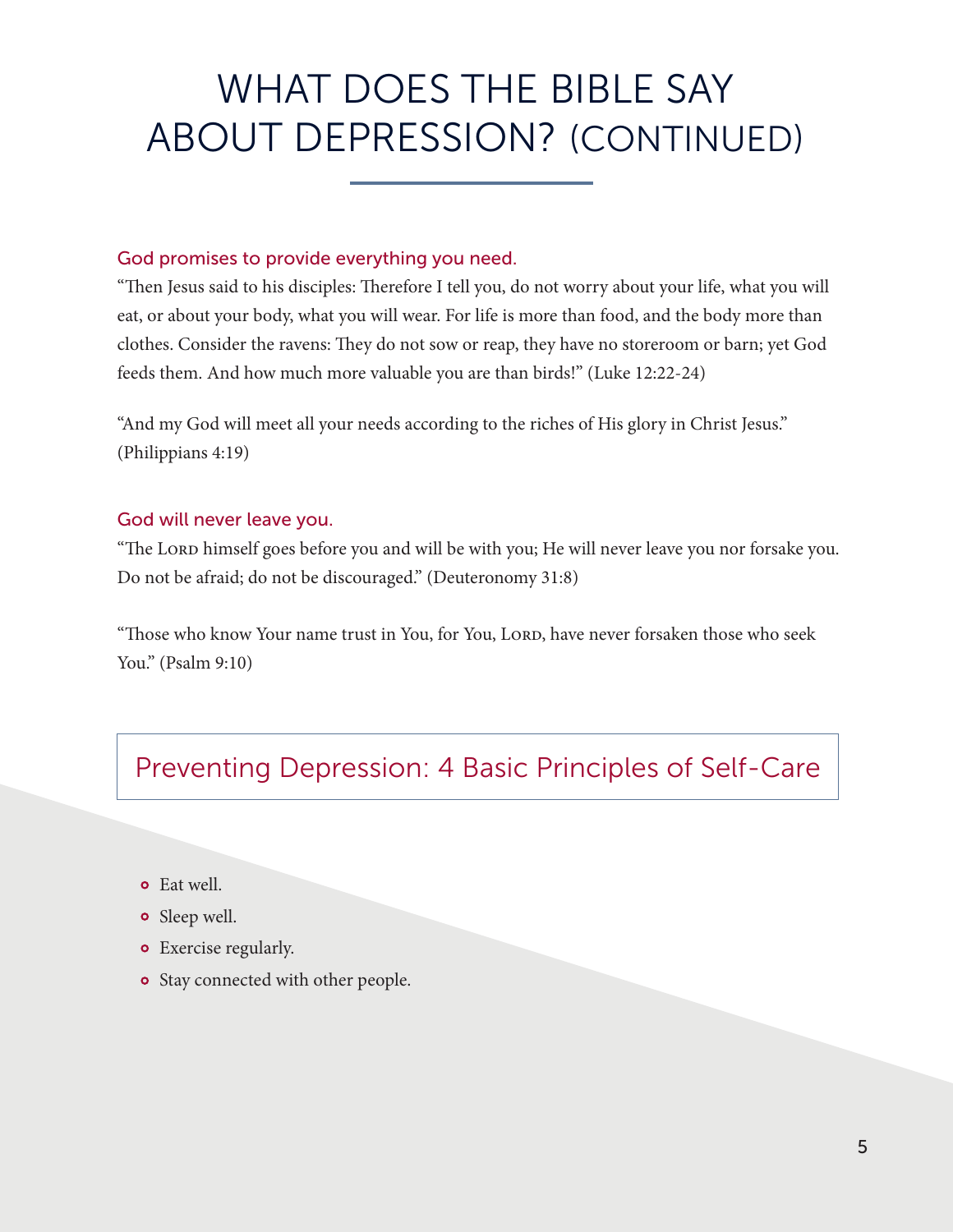# WHAT DOES THE BIBLE SAY ABOUT DEPRESSION? (CONTINUED)

### God promises to provide everything you need.

"Then Jesus said to his disciples: Therefore I tell you, do not worry about your life, what you will eat, or about your body, what you will wear. For life is more than food, and the body more than clothes. Consider the ravens: They do not sow or reap, they have no storeroom or barn; yet God feeds them. And how much more valuable you are than birds!" (Luke 12:22-24)

"And my God will meet all your needs according to the riches of His glory in Christ Jesus." (Philippians 4:19)

### God will never leave you.

"The Lord himself goes before you and will be with you; He will never leave you nor forsake you. Do not be afraid; do not be discouraged." (Deuteronomy 31:8)

"Those who know Your name trust in You, for You, Lord, have never forsaken those who seek You." (Psalm 9:10)

## Preventing Depression: 4 Basic Principles of Self-Care

- Eat well.
- Sleep well.
- Exercise regularly.
- Stay connected with other people.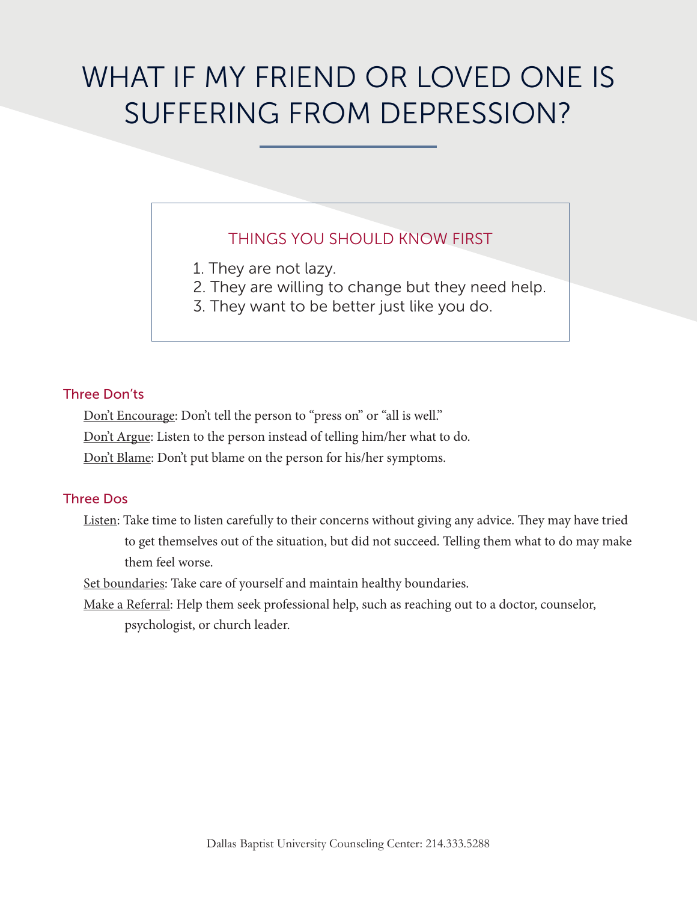# WHAT IF MY FRIEND OR LOVED ONE IS SUFFERING FROM DEPRESSION?

## THINGS YOU SHOULD KNOW FIRST

1. They are not lazy.
2. They are willing to change but they need help.
3. They want to be better just like you do.

### Three Don'ts

Don't Encourage: Don't tell the person to "press on" or "all is well."

Don't Argue: Listen to the person instead of telling him/her what to do.

Don't Blame: Don't put blame on the person for his/her symptoms.

### Three Dos

Listen: Take time to listen carefully to their concerns without giving any advice. They may have tried to get themselves out of the situation, but did not succeed. Telling them what to do may make them feel worse.

Set boundaries: Take care of yourself and maintain healthy boundaries.

Make a Referral: Help them seek professional help, such as reaching out to a doctor, counselor, psychologist, or church leader.

Dallas Baptist University Counseling Center: 214.333.5288